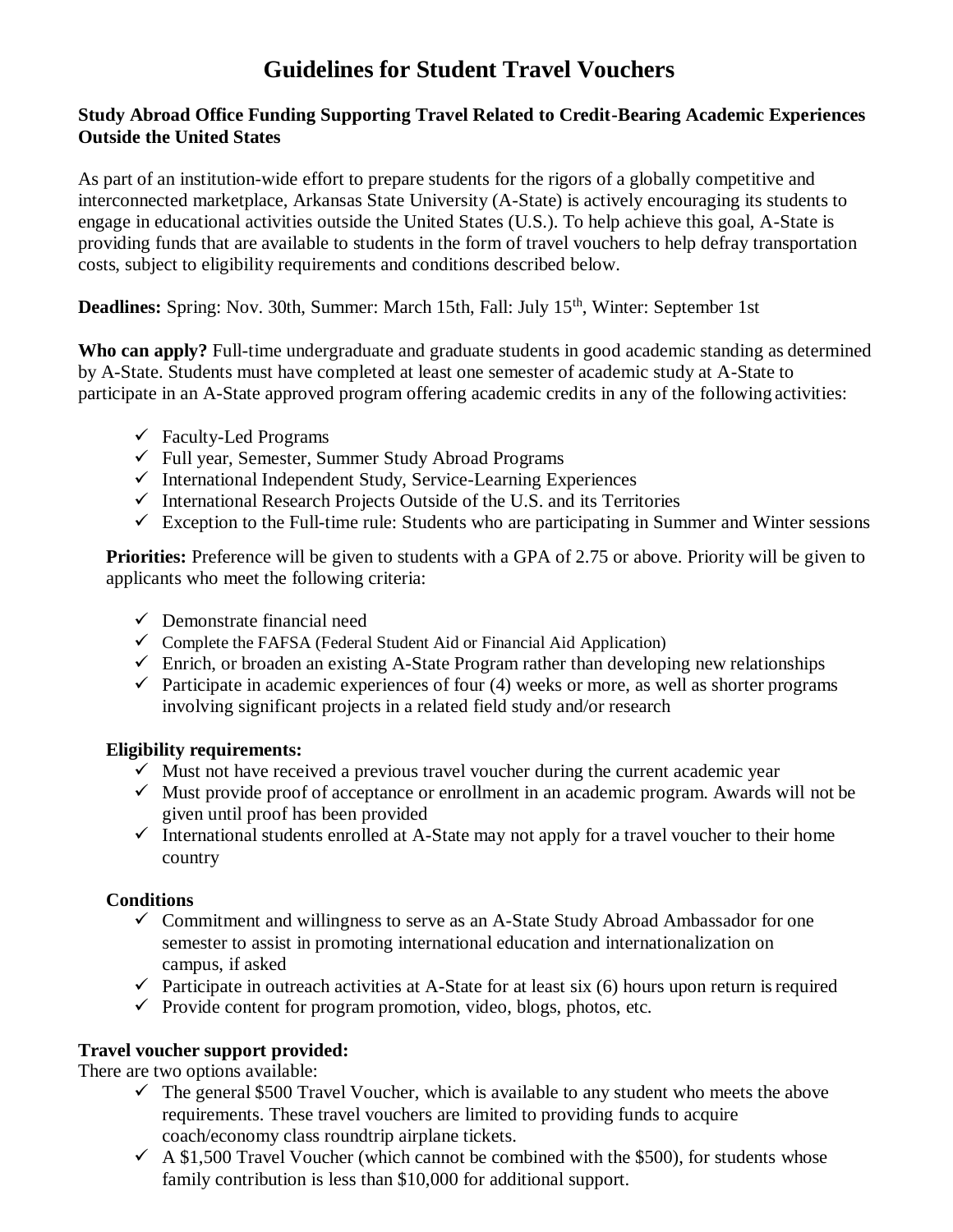# Guidelines for Student Travel Vouchers

**Study Abroad Office Funding Supporting Travel Related to Credit-Bearing Academic Experiences Outside the United States**

As part of an institution-wide effort to prepare students for the rigors of a globally competitive and interconnected marketplace, Arkansas State University (A-State) is actively encouraging its students to engage in educational activities outside the United States (U.S.). To help achieve this goal, A-State is providing funds that are available to students in the form of travel vouchers to help defray transportation costs, subject to eligibility requirements and conditions described below.

**Deadlines:** Spring: Nov. 30th, Summer: March 15th, Fall: July 15th, Winter: September 1st

**Who can apply?** Full-time undergraduate and graduate students in good academic standing as determined by A-State. Students must have completed at least one semester of academic study at A-State to participate in an A-State approved program offering academic credits in any of the following activities:

- ✓ Faculty-Led Programs
- ✓ Full year, Semester, Summer Study Abroad Programs
- ✓ International Independent Study, Service-Learning Experiences
- ✓ International Research Projects Outside of the U.S. and its Territories
- ✓ Exception to the Full-time rule: Students who are participating in Summer and Winter sessions

**Priorities:** Preference will be given to students with a GPA of 2.75 or above. Priority will be given to applicants who meet the following criteria:

- ✓ Demonstrate financial need
- ✓ Complete the FAFSA (Federal Student Aid or Financial Aid Application)
- ✓ Enrich, or broaden an existing A-State Program rather than developing new relationships
- ✓ Participate in academic experiences of four (4) weeks or more, as well as shorter programs involving significant projects in a related field study and/or research

**Eligibility requirements:**

- ✓ Must not have received a previous travel voucher during the current academic year
- ✓ Must provide proof of acceptance or enrollment in an academic program. Awards will not be given until proof has been provided
- ✓ International students enrolled at A-State may not apply for a travel voucher to their home country

**Conditions**

- ✓ Commitment and willingness to serve as an A-State Study Abroad Ambassador for one semester to assist in promoting international education and internationalization on campus, if asked
- ✓ Participate in outreach activities at A-State for at least six (6) hours upon return is required
- ✓ Provide content for program promotion, video, blogs, photos, etc.

**Travel voucher support provided:**

There are two options available:

- ✓ The general $500 Travel Voucher, which is available to any student who meets the above requirements. These travel vouchers are limited to providing funds to acquire coach/economy class roundtrip airplane tickets.
- ✓ A $1,500 Travel Voucher (which cannot be combined with the $500), for students whose family contribution is less than $10,000 for additional support.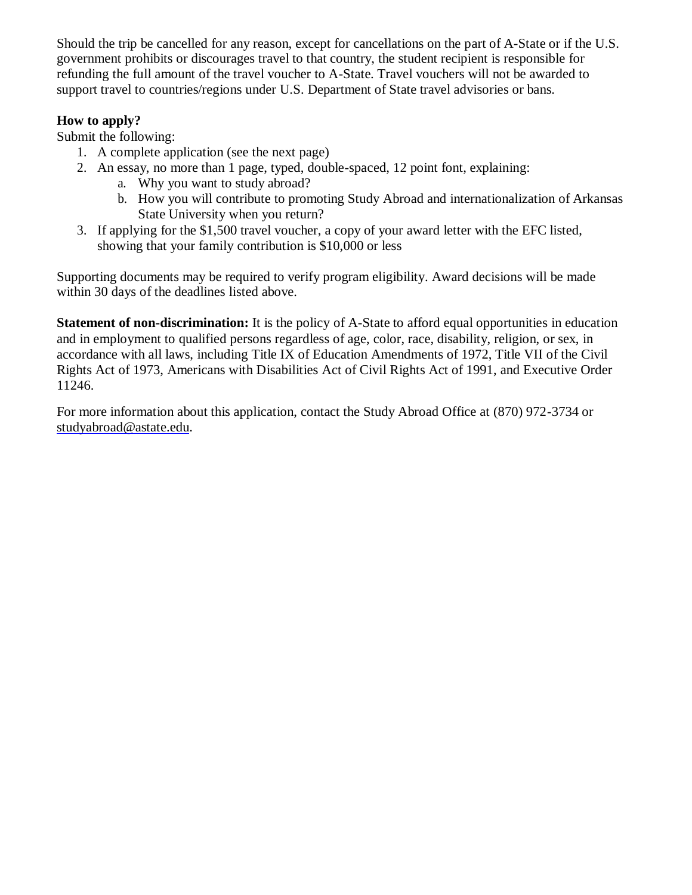Should the trip be cancelled for any reason, except for cancellations on the part of A-State or if the U.S. government prohibits or discourages travel to that country, the student recipient is responsible for refunding the full amount of the travel voucher to A-State. Travel vouchers will not be awarded to support travel to countries/regions under U.S. Department of State travel advisories or bans.

**How to apply?**

Submit the following:

1. A complete application (see the next page)
2. An essay, no more than 1 page, typed, double-spaced, 12 point font, explaining:
   a. Why you want to study abroad?
   b. How you will contribute to promoting Study Abroad and internationalization of Arkansas State University when you return?
3. If applying for the $1,500 travel voucher, a copy of your award letter with the EFC listed, showing that your family contribution is $10,000 or less

Supporting documents may be required to verify program eligibility. Award decisions will be made within 30 days of the deadlines listed above.

**Statement of non-discrimination:** It is the policy of A-State to afford equal opportunities in education and in employment to qualified persons regardless of age, color, race, disability, religion, or sex, in accordance with all laws, including Title IX of Education Amendments of 1972, Title VII of the Civil Rights Act of 1973, Americans with Disabilities Act of Civil Rights Act of 1991, and Executive Order 11246.

For more information about this application, contact the Study Abroad Office at (870) 972-3734 or studyabroad@astate.edu.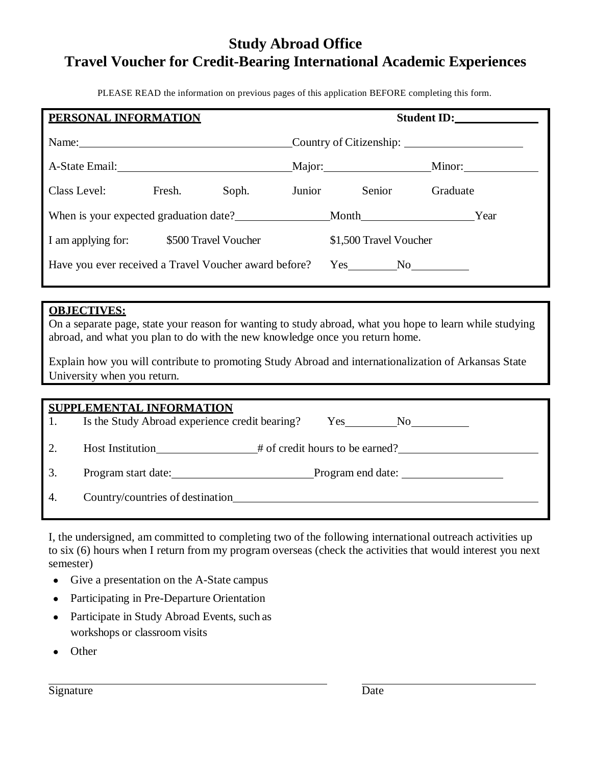# Study Abroad Office
# Travel Voucher for Credit-Bearing International Academic Experiences

PLEASE READ the information on previous pages of this application BEFORE completing this form.

**PERSONAL INFORMATION** **Student ID:**\_\_\_\_\_\_\_\_\_\_\_\_\_\_

Name:\_\_\_\_\_\_\_\_\_\_\_\_\_\_\_\_\_\_\_\_\_\_\_\_\_\_\_\_\_\_\_\_\_\_\_\_ Country of Citizenship: \_\_\_\_\_\_\_\_\_\_\_\_\_\_\_\_\_\_\_\_

A-State Email:\_\_\_\_\_\_\_\_\_\_\_\_\_\_\_\_\_\_\_\_\_\_\_\_\_\_\_\_\_\_ Major:\_\_\_\_\_\_\_\_\_\_\_\_\_\_\_\_\_\_ Minor:\_\_\_\_\_\_\_\_\_\_\_\_\_

Class Level: Fresh. Soph. Junior Senior Graduate

When is your expected graduation date?\_\_\_\_\_\_\_\_\_\_\_\_\_\_\_\_Month\_\_\_\_\_\_\_\_\_\_\_\_\_\_\_\_\_\_\_Year

I am applying for: $500 Travel Voucher $1,500 Travel Voucher

Have you ever received a Travel Voucher award before? Yes\_\_\_\_\_\_\_\_No\_\_\_\_\_\_\_\_\_\_

**OBJECTIVES:**

On a separate page, state your reason for wanting to study abroad, what you hope to learn while studying abroad, and what you plan to do with the new knowledge once you return home.

Explain how you will contribute to promoting Study Abroad and internationalization of Arkansas State University when you return.

**SUPPLEMENTAL INFORMATION**

1. Is the Study Abroad experience credit bearing? Yes\_\_\_\_\_\_\_\_\_No\_\_\_\_\_\_\_\_\_\_
2. Host Institution\_\_\_\_\_\_\_\_\_\_\_\_\_\_\_\_\_\_# of credit hours to be earned?\_\_\_\_\_\_\_\_\_\_\_\_\_\_\_\_\_\_\_\_\_\_\_\_
3. Program start date:\_\_\_\_\_\_\_\_\_\_\_\_\_\_\_\_\_\_\_\_\_\_\_\_\_Program end date: \_\_\_\_\_\_\_\_\_\_\_\_\_\_\_\_\_\_
4. Country/countries of destination\_\_\_\_\_\_\_\_\_\_\_\_\_\_\_\_\_\_\_\_\_\_\_\_\_\_\_\_\_\_\_\_\_\_\_\_\_\_\_\_\_\_\_\_\_\_\_\_\_\_\_\_\_\_

I, the undersigned, am committed to completing two of the following international outreach activities up to six (6) hours when I return from my program overseas (check the activities that would interest you next semester)

- Give a presentation on the A-State campus
- Participating in Pre-Departure Orientation
- Participate in Study Abroad Events, such as workshops or classroom visits
- Other

\_\_\_\_\_\_\_\_\_\_\_\_\_\_\_\_\_\_\_\_\_\_\_\_\_\_\_\_\_\_\_\_\_\_\_\_\_\_\_\_\_\_\_\_ \_\_\_\_\_\_\_\_\_\_\_\_\_\_\_\_\_\_\_\_\_\_\_\_\_\_\_\_\_\_

Signature Date